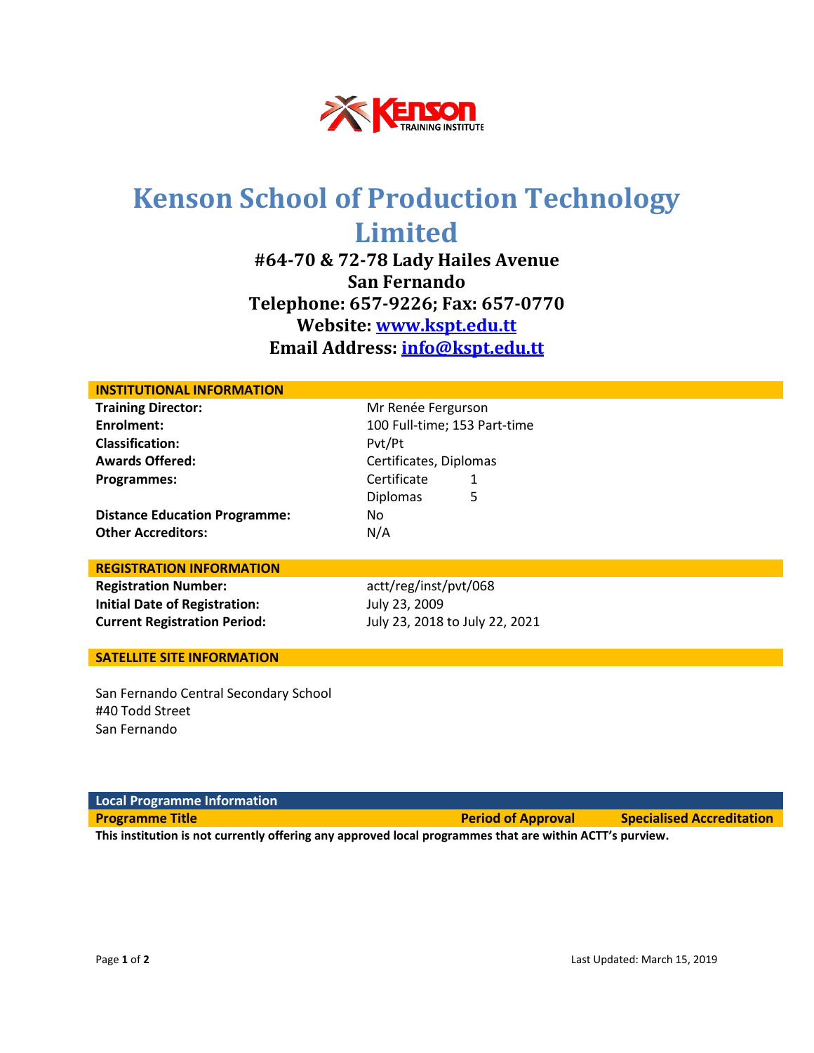# Kenson School of Production Technology Limited

**#64-70 & 72-78 Lady Hailes Avenue**
**San Fernando**
**Telephone: 657-9226; Fax: 657-0770**
**Website: [www.kspt.edu.tt](www.kspt.edu.tt)**
**Email Address: [info@kspt.edu.tt](mailto:info@kspt.edu.tt)**

## INSTITUTIONAL INFORMATION

| | |
|---|---|
| **Training Director:** | Mr Renée Ferguson |
| **Enrolment:** | 100 Full-time; 153 Part-time |
| **Classification:** | Pvt/Pt |
| **Awards Offered:** | Certificates, Diplomas |
| **Programmes:** | Certificate 1 |
| | Diplomas 5 |
| **Distance Education Programme:** | No |
| **Other Accreditors:** | N/A |

## REGISTRATION INFORMATION

| | |
|---|---|
| **Registration Number:** | actt/reg/inst/pvt/068 |
| **Initial Date of Registration:** | July 23, 2009 |
| **Current Registration Period:** | July 23, 2018 to July 22, 2021 |

## SATELLITE SITE INFORMATION

San Fernando Central Secondary School
#40 Todd Street
San Fernando

## Local Programme Information

| Programme Title | Period of Approval | Specialised Accreditation |
|---|---|---|

**This institution is not currently offering any approved local programmes that are within ACTT's purview.**

Last Updated: March 15, 2019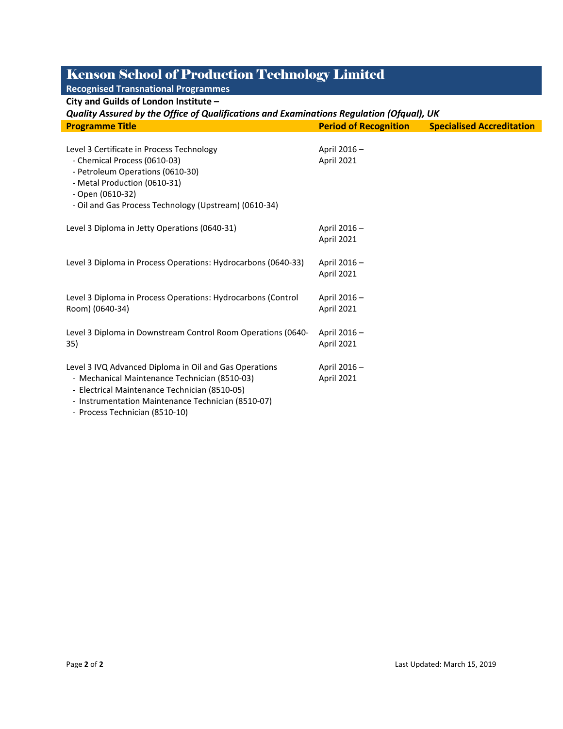# Kenson School of Production Technology Limited

**Recognised Transnational Programmes**

**City and Guilds of London Institute –**

***Quality Assured by the Office of Qualifications and Examinations Regulation (Ofqual), UK***

| Programme Title | Period of Recognition | Specialised Accreditation |
|---|---|---|
| Level 3 Certificate in Process Technology<br>- Chemical Process (0610-03)<br>- Petroleum Operations (0610-30)<br>- Metal Production (0610-31)<br>- Open (0610-32)<br>- Oil and Gas Process Technology (Upstream) (0610-34) | April 2016 – April 2021 | |
| Level 3 Diploma in Jetty Operations (0640-31) | April 2016 – April 2021 | |
| Level 3 Diploma in Process Operations: Hydrocarbons (0640-33) | April 2016 – April 2021 | |
| Level 3 Diploma in Process Operations: Hydrocarbons (Control Room) (0640-34) | April 2016 – April 2021 | |
| Level 3 Diploma in Downstream Control Room Operations (0640-35) | April 2016 – April 2021 | |
| Level 3 IVQ Advanced Diploma in Oil and Gas Operations<br>- Mechanical Maintenance Technician (8510-03)<br>- Electrical Maintenance Technician (8510-05)<br>- Instrumentation Maintenance Technician (8510-07)<br>- Process Technician (8510-10) | April 2016 – April 2021 | |

Last Updated: March 15, 2019